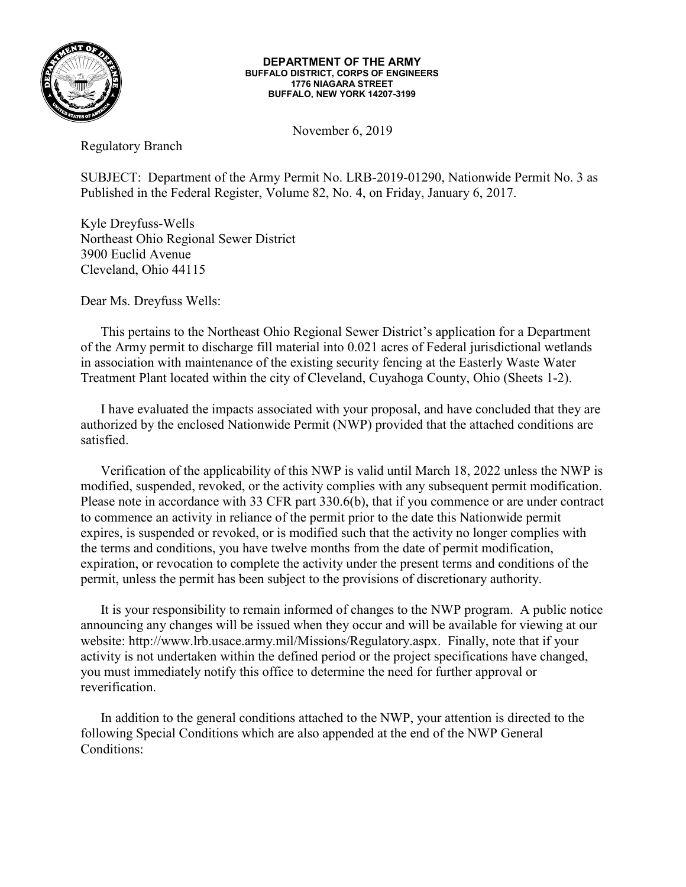**DEPARTMENT OF THE ARMY**
**BUFFALO DISTRICT, CORPS OF ENGINEERS**
**1776 NIAGARA STREET**
**BUFFALO, NEW YORK 14207-3199**

November 6, 2019

Regulatory Branch

SUBJECT: Department of the Army Permit No. LRB-2019-01290, Nationwide Permit No. 3 as Published in the Federal Register, Volume 82, No. 4, on Friday, January 6, 2017.

Kyle Dreyfuss-Wells
Northeast Ohio Regional Sewer District
3900 Euclid Avenue
Cleveland, Ohio 44115

Dear Ms. Dreyfuss Wells:

This pertains to the Northeast Ohio Regional Sewer District's application for a Department of the Army permit to discharge fill material into 0.021 acres of Federal jurisdictional wetlands in association with maintenance of the existing security fencing at the Easterly Waste Water Treatment Plant located within the city of Cleveland, Cuyahoga County, Ohio (Sheets 1-2).

I have evaluated the impacts associated with your proposal, and have concluded that they are authorized by the enclosed Nationwide Permit (NWP) provided that the attached conditions are satisfied.

Verification of the applicability of this NWP is valid until March 18, 2022 unless the NWP is modified, suspended, revoked, or the activity complies with any subsequent permit modification. Please note in accordance with 33 CFR part 330.6(b), that if you commence or are under contract to commence an activity in reliance of the permit prior to the date this Nationwide permit expires, is suspended or revoked, or is modified such that the activity no longer complies with the terms and conditions, you have twelve months from the date of permit modification, expiration, or revocation to complete the activity under the present terms and conditions of the permit, unless the permit has been subject to the provisions of discretionary authority.

It is your responsibility to remain informed of changes to the NWP program. A public notice announcing any changes will be issued when they occur and will be available for viewing at our website: http://www.lrb.usace.army.mil/Missions/Regulatory.aspx. Finally, note that if your activity is not undertaken within the defined period or the project specifications have changed, you must immediately notify this office to determine the need for further approval or reverification.

In addition to the general conditions attached to the NWP, your attention is directed to the following Special Conditions which are also appended at the end of the NWP General Conditions: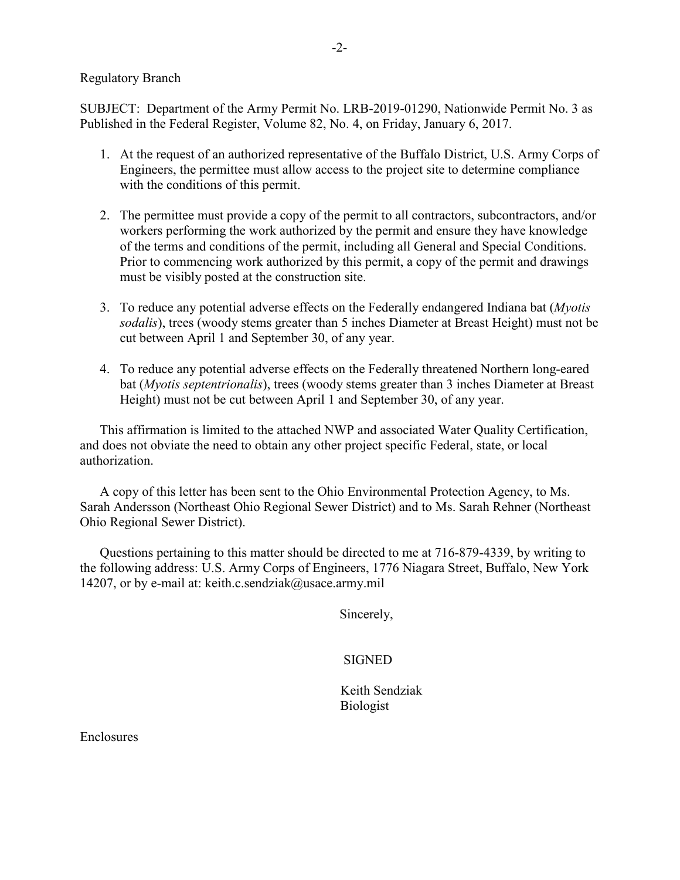Regulatory Branch

SUBJECT: Department of the Army Permit No. LRB-2019-01290, Nationwide Permit No. 3 as Published in the Federal Register, Volume 82, No. 4, on Friday, January 6, 2017.

1. At the request of an authorized representative of the Buffalo District, U.S. Army Corps of Engineers, the permittee must allow access to the project site to determine compliance with the conditions of this permit.

2. The permittee must provide a copy of the permit to all contractors, subcontractors, and/or workers performing the work authorized by the permit and ensure they have knowledge of the terms and conditions of the permit, including all General and Special Conditions. Prior to commencing work authorized by this permit, a copy of the permit and drawings must be visibly posted at the construction site.

3. To reduce any potential adverse effects on the Federally endangered Indiana bat (*Myotis sodalis*), trees (woody stems greater than 5 inches Diameter at Breast Height) must not be cut between April 1 and September 30, of any year.

4. To reduce any potential adverse effects on the Federally threatened Northern long-eared bat (*Myotis septentrionalis*), trees (woody stems greater than 3 inches Diameter at Breast Height) must not be cut between April 1 and September 30, of any year.

This affirmation is limited to the attached NWP and associated Water Quality Certification, and does not obviate the need to obtain any other project specific Federal, state, or local authorization.

A copy of this letter has been sent to the Ohio Environmental Protection Agency, to Ms. Sarah Andersson (Northeast Ohio Regional Sewer District) and to Ms. Sarah Rehner (Northeast Ohio Regional Sewer District).

Questions pertaining to this matter should be directed to me at 716-879-4339, by writing to the following address: U.S. Army Corps of Engineers, 1776 Niagara Street, Buffalo, New York 14207, or by e-mail at: keith.c.sendziak@usace.army.mil

Sincerely,

SIGNED

Keith Sendziak
Biologist

Enclosures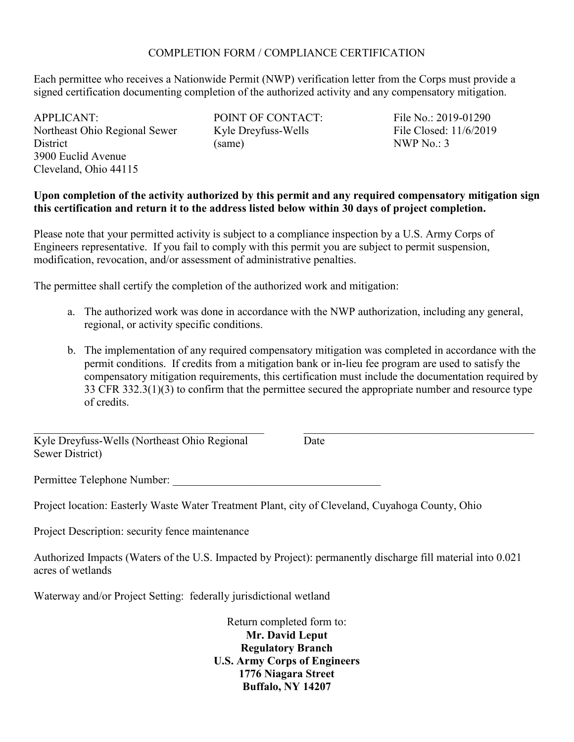# COMPLETION FORM / COMPLIANCE CERTIFICATION

Each permittee who receives a Nationwide Permit (NWP) verification letter from the Corps must provide a signed certification documenting completion of the authorized activity and any compensatory mitigation.

| | | |
|---|---|---|
| APPLICANT:<br>Northeast Ohio Regional Sewer District<br>3900 Euclid Avenue<br>Cleveland, Ohio 44115 | POINT OF CONTACT:<br>Kyle Dreyfuss-Wells<br>(same) | File No.: 2019-01290<br>File Closed: 11/6/2019<br>NWP No.: 3 |

**Upon completion of the activity authorized by this permit and any required compensatory mitigation sign this certification and return it to the address listed below within 30 days of project completion.**

Please note that your permitted activity is subject to a compliance inspection by a U.S. Army Corps of Engineers representative. If you fail to comply with this permit you are subject to permit suspension, modification, revocation, and/or assessment of administrative penalties.

The permittee shall certify the completion of the authorized work and mitigation:

a. The authorized work was done in accordance with the NWP authorization, including any general, regional, or activity specific conditions.

b. The implementation of any required compensatory mitigation was completed in accordance with the permit conditions. If credits from a mitigation bank or in-lieu fee program are used to satisfy the compensatory mitigation requirements, this certification must include the documentation required by 33 CFR 332.3(1)(3) to confirm that the permittee secured the appropriate number and resource type of credits.

| | |
|---|---|
| ____________________________________________ | ____________________________________________ |
| Kyle Dreyfuss-Wells (Northeast Ohio Regional Sewer District) | Date |

Permittee Telephone Number: ____________________________________

Project location: Easterly Waste Water Treatment Plant, city of Cleveland, Cuyahoga County, Ohio

Project Description: security fence maintenance

Authorized Impacts (Waters of the U.S. Impacted by Project): permanently discharge fill material into 0.021 acres of wetlands

Waterway and/or Project Setting: federally jurisdictional wetland

Return completed form to:
**Mr. David Leput**
**Regulatory Branch**
**U.S. Army Corps of Engineers**
**1776 Niagara Street**
**Buffalo, NY 14207**